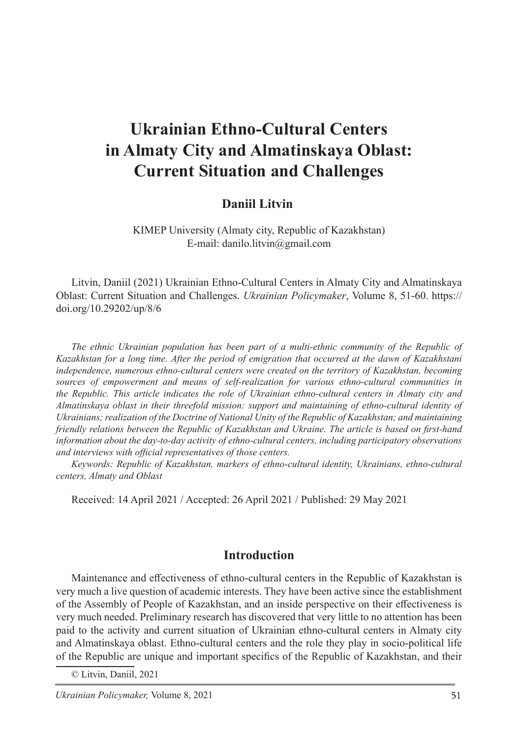# Ukrainian Ethno-Cultural Centers in Almaty City and Almatinskaya Oblast: Current Situation and Challenges

**Daniil Litvin**

KIMEP University (Almaty city, Republic of Kazakhstan)
E-mail: danilo.litvin@gmail.com

Litvin, Daniil (2021) Ukrainian Ethno-Cultural Centers in Almaty City and Almatinskaya Oblast: Current Situation and Challenges. *Ukrainian Policymaker*, Volume 8, 51-60. https://doi.org/10.29202/up/8/6

*The ethnic Ukrainian population has been part of a multi-ethnic community of the Republic of Kazakhstan for a long time. After the period of emigration that occurred at the dawn of Kazakhstani independence, numerous ethno-cultural centers were created on the territory of Kazakhstan, becoming sources of empowerment and means of self-realization for various ethno-cultural communities in the Republic. This article indicates the role of Ukrainian ethno-cultural centers in Almaty city and Almatinskaya oblast in their threefold mission: support and maintaining of ethno-cultural identity of Ukrainians; realization of the Doctrine of National Unity of the Republic of Kazakhstan; and maintaining friendly relations between the Republic of Kazakhstan and Ukraine. The article is based on first-hand information about the day-to-day activity of ethno-cultural centers, including participatory observations and interviews with official representatives of those centers.*

*Keywords: Republic of Kazakhstan, markers of ethno-cultural identity, Ukrainians, ethno-cultural centers, Almaty and Oblast*

Received: 14 April 2021 / Accepted: 26 April 2021 / Published: 29 May 2021

## Introduction

Maintenance and effectiveness of ethno-cultural centers in the Republic of Kazakhstan is very much a live question of academic interests. They have been active since the establishment of the Assembly of People of Kazakhstan, and an inside perspective on their effectiveness is very much needed. Preliminary research has discovered that very little to no attention has been paid to the activity and current situation of Ukrainian ethno-cultural centers in Almaty city and Almatinskaya oblast. Ethno-cultural centers and the role they play in socio-political life of the Republic are unique and important specifics of the Republic of Kazakhstan, and their

© Litvin, Daniil, 2021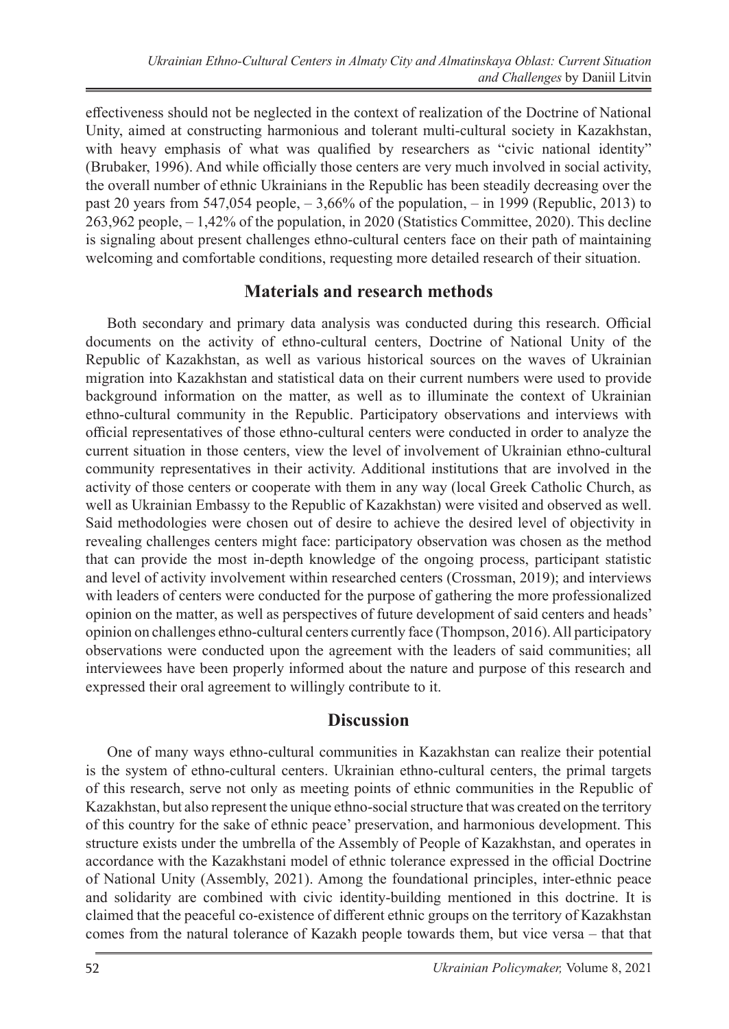effectiveness should not be neglected in the context of realization of the Doctrine of National Unity, aimed at constructing harmonious and tolerant multi-cultural society in Kazakhstan, with heavy emphasis of what was qualified by researchers as "civic national identity" (Brubaker, 1996). And while officially those centers are very much involved in social activity, the overall number of ethnic Ukrainians in the Republic has been steadily decreasing over the past 20 years from 547,054 people, – 3,66% of the population, – in 1999 (Republic, 2013) to 263,962 people, – 1,42% of the population, in 2020 (Statistics Committee, 2020). This decline is signaling about present challenges ethno-cultural centers face on their path of maintaining welcoming and comfortable conditions, requesting more detailed research of their situation.

## Materials and research methods

Both secondary and primary data analysis was conducted during this research. Official documents on the activity of ethno-cultural centers, Doctrine of National Unity of the Republic of Kazakhstan, as well as various historical sources on the waves of Ukrainian migration into Kazakhstan and statistical data on their current numbers were used to provide background information on the matter, as well as to illuminate the context of Ukrainian ethno-cultural community in the Republic. Participatory observations and interviews with official representatives of those ethno-cultural centers were conducted in order to analyze the current situation in those centers, view the level of involvement of Ukrainian ethno-cultural community representatives in their activity. Additional institutions that are involved in the activity of those centers or cooperate with them in any way (local Greek Catholic Church, as well as Ukrainian Embassy to the Republic of Kazakhstan) were visited and observed as well. Said methodologies were chosen out of desire to achieve the desired level of objectivity in revealing challenges centers might face: participatory observation was chosen as the method that can provide the most in-depth knowledge of the ongoing process, participant statistic and level of activity involvement within researched centers (Crossman, 2019); and interviews with leaders of centers were conducted for the purpose of gathering the more professionalized opinion on the matter, as well as perspectives of future development of said centers and heads' opinion on challenges ethno-cultural centers currently face (Thompson, 2016). All participatory observations were conducted upon the agreement with the leaders of said communities; all interviewees have been properly informed about the nature and purpose of this research and expressed their oral agreement to willingly contribute to it.

## Discussion

One of many ways ethno-cultural communities in Kazakhstan can realize their potential is the system of ethno-cultural centers. Ukrainian ethno-cultural centers, the primal targets of this research, serve not only as meeting points of ethnic communities in the Republic of Kazakhstan, but also represent the unique ethno-social structure that was created on the territory of this country for the sake of ethnic peace' preservation, and harmonious development. This structure exists under the umbrella of the Assembly of People of Kazakhstan, and operates in accordance with the Kazakhstani model of ethnic tolerance expressed in the official Doctrine of National Unity (Assembly, 2021). Among the foundational principles, inter-ethnic peace and solidarity are combined with civic identity-building mentioned in this doctrine. It is claimed that the peaceful co-existence of different ethnic groups on the territory of Kazakhstan comes from the natural tolerance of Kazakh people towards them, but vice versa – that that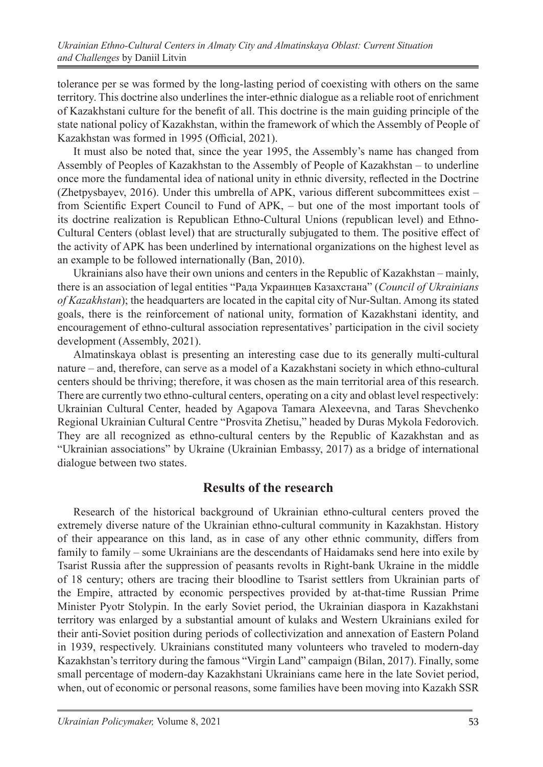tolerance per se was formed by the long-lasting period of coexisting with others on the same territory. This doctrine also underlines the inter-ethnic dialogue as a reliable root of enrichment of Kazakhstani culture for the benefit of all. This doctrine is the main guiding principle of the state national policy of Kazakhstan, within the framework of which the Assembly of People of Kazakhstan was formed in 1995 (Official, 2021).

It must also be noted that, since the year 1995, the Assembly's name has changed from Assembly of Peoples of Kazakhstan to the Assembly of People of Kazakhstan – to underline once more the fundamental idea of national unity in ethnic diversity, reflected in the Doctrine (Zhetpysbayev, 2016). Under this umbrella of APK, various different subcommittees exist – from Scientific Expert Council to Fund of APK, – but one of the most important tools of its doctrine realization is Republican Ethno-Cultural Unions (republican level) and Ethno-Cultural Centers (oblast level) that are structurally subjugated to them. The positive effect of the activity of APK has been underlined by international organizations on the highest level as an example to be followed internationally (Ban, 2010).

Ukrainians also have their own unions and centers in the Republic of Kazakhstan – mainly, there is an association of legal entities "Рада Украинцев Казахстана" (*Council of Ukrainians of Kazakhstan*); the headquarters are located in the capital city of Nur-Sultan. Among its stated goals, there is the reinforcement of national unity, formation of Kazakhstani identity, and encouragement of ethno-cultural association representatives' participation in the civil society development (Assembly, 2021).

Almatinskaya oblast is presenting an interesting case due to its generally multi-cultural nature – and, therefore, can serve as a model of a Kazakhstani society in which ethno-cultural centers should be thriving; therefore, it was chosen as the main territorial area of this research. There are currently two ethno-cultural centers, operating on a city and oblast level respectively: Ukrainian Cultural Center, headed by Agapova Tamara Alexeevna, and Taras Shevchenko Regional Ukrainian Cultural Centre "Prosvita Zhetisu," headed by Duras Mykola Fedorovich. They are all recognized as ethno-cultural centers by the Republic of Kazakhstan and as "Ukrainian associations" by Ukraine (Ukrainian Embassy, 2017) as a bridge of international dialogue between two states.

## Results of the research

Research of the historical background of Ukrainian ethno-cultural centers proved the extremely diverse nature of the Ukrainian ethno-cultural community in Kazakhstan. History of their appearance on this land, as in case of any other ethnic community, differs from family to family – some Ukrainians are the descendants of Haidamaks send here into exile by Tsarist Russia after the suppression of peasants revolts in Right-bank Ukraine in the middle of 18 century; others are tracing their bloodline to Tsarist settlers from Ukrainian parts of the Empire, attracted by economic perspectives provided by at-that-time Russian Prime Minister Pyotr Stolypin. In the early Soviet period, the Ukrainian diaspora in Kazakhstani territory was enlarged by a substantial amount of kulaks and Western Ukrainians exiled for their anti-Soviet position during periods of collectivization and annexation of Eastern Poland in 1939, respectively. Ukrainians constituted many volunteers who traveled to modern-day Kazakhstan's territory during the famous "Virgin Land" campaign (Bilan, 2017). Finally, some small percentage of modern-day Kazakhstani Ukrainians came here in the late Soviet period, when, out of economic or personal reasons, some families have been moving into Kazakh SSR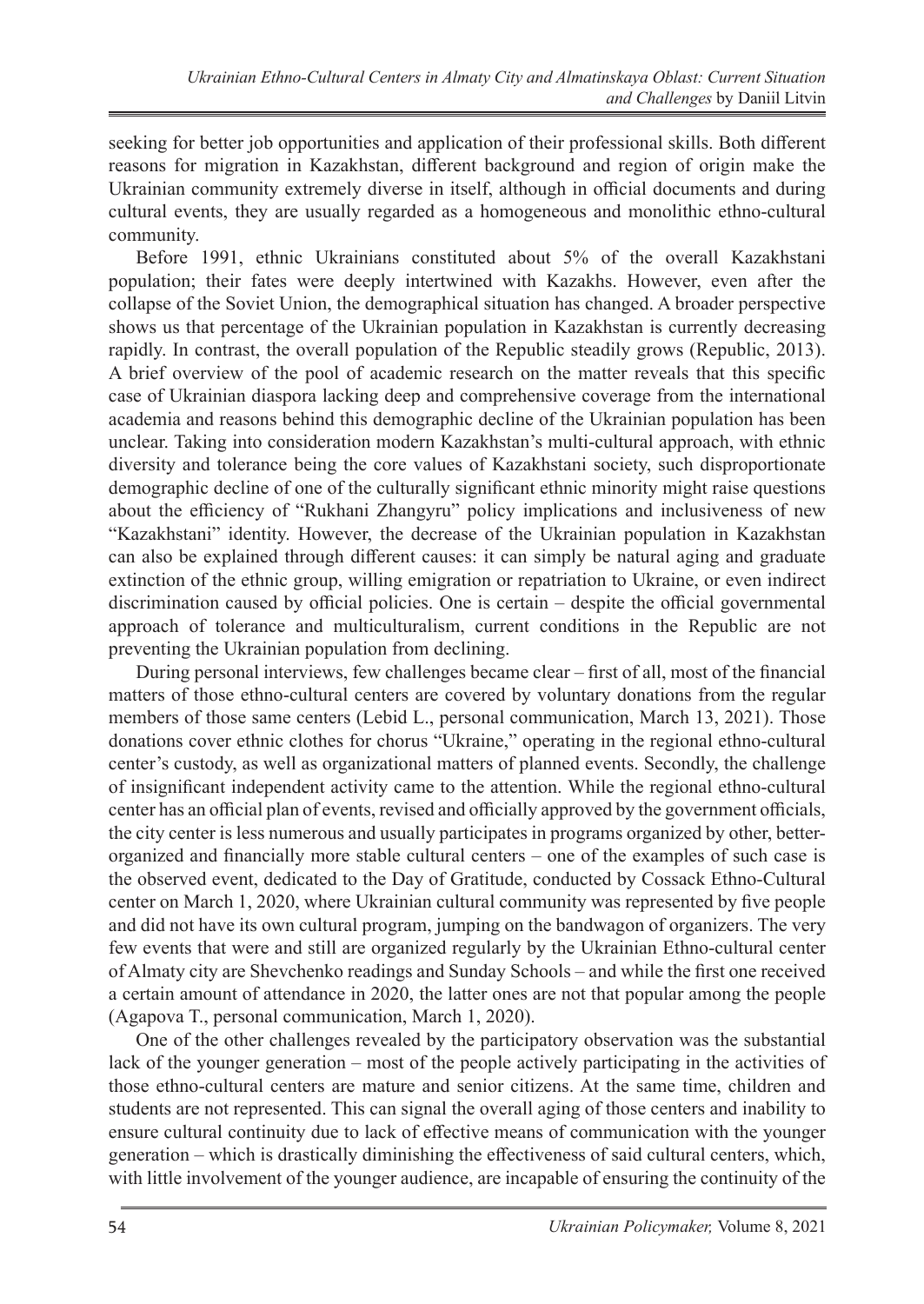seeking for better job opportunities and application of their professional skills. Both different reasons for migration in Kazakhstan, different background and region of origin make the Ukrainian community extremely diverse in itself, although in official documents and during cultural events, they are usually regarded as a homogeneous and monolithic ethno-cultural community.

Before 1991, ethnic Ukrainians constituted about 5% of the overall Kazakhstani population; their fates were deeply intertwined with Kazakhs. However, even after the collapse of the Soviet Union, the demographical situation has changed. A broader perspective shows us that percentage of the Ukrainian population in Kazakhstan is currently decreasing rapidly. In contrast, the overall population of the Republic steadily grows (Republic, 2013). A brief overview of the pool of academic research on the matter reveals that this specific case of Ukrainian diaspora lacking deep and comprehensive coverage from the international academia and reasons behind this demographic decline of the Ukrainian population has been unclear. Taking into consideration modern Kazakhstan's multi-cultural approach, with ethnic diversity and tolerance being the core values of Kazakhstani society, such disproportionate demographic decline of one of the culturally significant ethnic minority might raise questions about the efficiency of "Rukhani Zhangyru" policy implications and inclusiveness of new "Kazakhstani" identity. However, the decrease of the Ukrainian population in Kazakhstan can also be explained through different causes: it can simply be natural aging and graduate extinction of the ethnic group, willing emigration or repatriation to Ukraine, or even indirect discrimination caused by official policies. One is certain – despite the official governmental approach of tolerance and multiculturalism, current conditions in the Republic are not preventing the Ukrainian population from declining.

During personal interviews, few challenges became clear – first of all, most of the financial matters of those ethno-cultural centers are covered by voluntary donations from the regular members of those same centers (Lebid L., personal communication, March 13, 2021). Those donations cover ethnic clothes for chorus "Ukraine," operating in the regional ethno-cultural center's custody, as well as organizational matters of planned events. Secondly, the challenge of insignificant independent activity came to the attention. While the regional ethno-cultural center has an official plan of events, revised and officially approved by the government officials, the city center is less numerous and usually participates in programs organized by other, better-organized and financially more stable cultural centers – one of the examples of such case is the observed event, dedicated to the Day of Gratitude, conducted by Cossack Ethno-Cultural center on March 1, 2020, where Ukrainian cultural community was represented by five people and did not have its own cultural program, jumping on the bandwagon of organizers. The very few events that were and still are organized regularly by the Ukrainian Ethno-cultural center of Almaty city are Shevchenko readings and Sunday Schools – and while the first one received a certain amount of attendance in 2020, the latter ones are not that popular among the people (Agapova T., personal communication, March 1, 2020).

One of the other challenges revealed by the participatory observation was the substantial lack of the younger generation – most of the people actively participating in the activities of those ethno-cultural centers are mature and senior citizens. At the same time, children and students are not represented. This can signal the overall aging of those centers and inability to ensure cultural continuity due to lack of effective means of communication with the younger generation – which is drastically diminishing the effectiveness of said cultural centers, which, with little involvement of the younger audience, are incapable of ensuring the continuity of the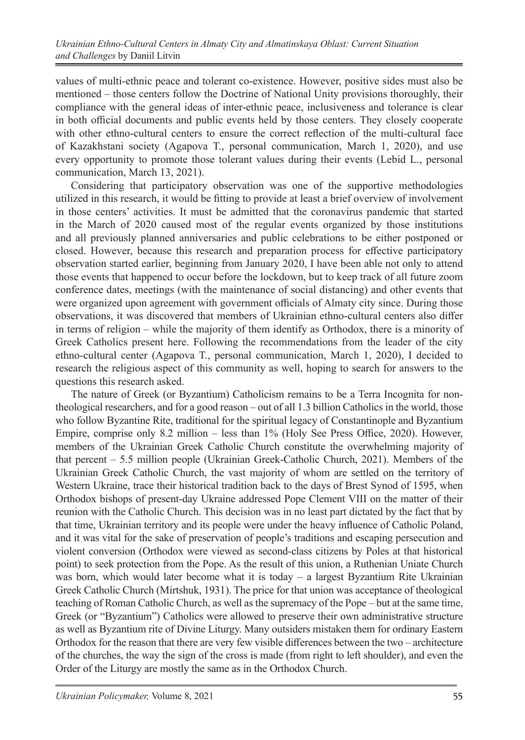values of multi-ethnic peace and tolerant co-existence. However, positive sides must also be mentioned – those centers follow the Doctrine of National Unity provisions thoroughly, their compliance with the general ideas of inter-ethnic peace, inclusiveness and tolerance is clear in both official documents and public events held by those centers. They closely cooperate with other ethno-cultural centers to ensure the correct reflection of the multi-cultural face of Kazakhstani society (Agapova T., personal communication, March 1, 2020), and use every opportunity to promote those tolerant values during their events (Lebid L., personal communication, March 13, 2021).

Considering that participatory observation was one of the supportive methodologies utilized in this research, it would be fitting to provide at least a brief overview of involvement in those centers' activities. It must be admitted that the coronavirus pandemic that started in the March of 2020 caused most of the regular events organized by those institutions and all previously planned anniversaries and public celebrations to be either postponed or closed. However, because this research and preparation process for effective participatory observation started earlier, beginning from January 2020, I have been able not only to attend those events that happened to occur before the lockdown, but to keep track of all future zoom conference dates, meetings (with the maintenance of social distancing) and other events that were organized upon agreement with government officials of Almaty city since. During those observations, it was discovered that members of Ukrainian ethno-cultural centers also differ in terms of religion – while the majority of them identify as Orthodox, there is a minority of Greek Catholics present here. Following the recommendations from the leader of the city ethno-cultural center (Agapova T., personal communication, March 1, 2020), I decided to research the religious aspect of this community as well, hoping to search for answers to the questions this research asked.

The nature of Greek (or Byzantium) Catholicism remains to be a Terra Incognita for non-theological researchers, and for a good reason – out of all 1.3 billion Catholics in the world, those who follow Byzantine Rite, traditional for the spiritual legacy of Constantinople and Byzantium Empire, comprise only 8.2 million – less than 1% (Holy See Press Office, 2020). However, members of the Ukrainian Greek Catholic Church constitute the overwhelming majority of that percent – 5.5 million people (Ukrainian Greek-Catholic Church, 2021). Members of the Ukrainian Greek Catholic Church, the vast majority of whom are settled on the territory of Western Ukraine, trace their historical tradition back to the days of Brest Synod of 1595, when Orthodox bishops of present-day Ukraine addressed Pope Clement VIII on the matter of their reunion with the Catholic Church. This decision was in no least part dictated by the fact that by that time, Ukrainian territory and its people were under the heavy influence of Catholic Poland, and it was vital for the sake of preservation of people's traditions and escaping persecution and violent conversion (Orthodox were viewed as second-class citizens by Poles at that historical point) to seek protection from the Pope. As the result of this union, a Ruthenian Uniate Church was born, which would later become what it is today – a largest Byzantium Rite Ukrainian Greek Catholic Church (Mirtshuk, 1931). The price for that union was acceptance of theological teaching of Roman Catholic Church, as well as the supremacy of the Pope – but at the same time, Greek (or "Byzantium") Catholics were allowed to preserve their own administrative structure as well as Byzantium rite of Divine Liturgy. Many outsiders mistaken them for ordinary Eastern Orthodox for the reason that there are very few visible differences between the two – architecture of the churches, the way the sign of the cross is made (from right to left shoulder), and even the Order of the Liturgy are mostly the same as in the Orthodox Church.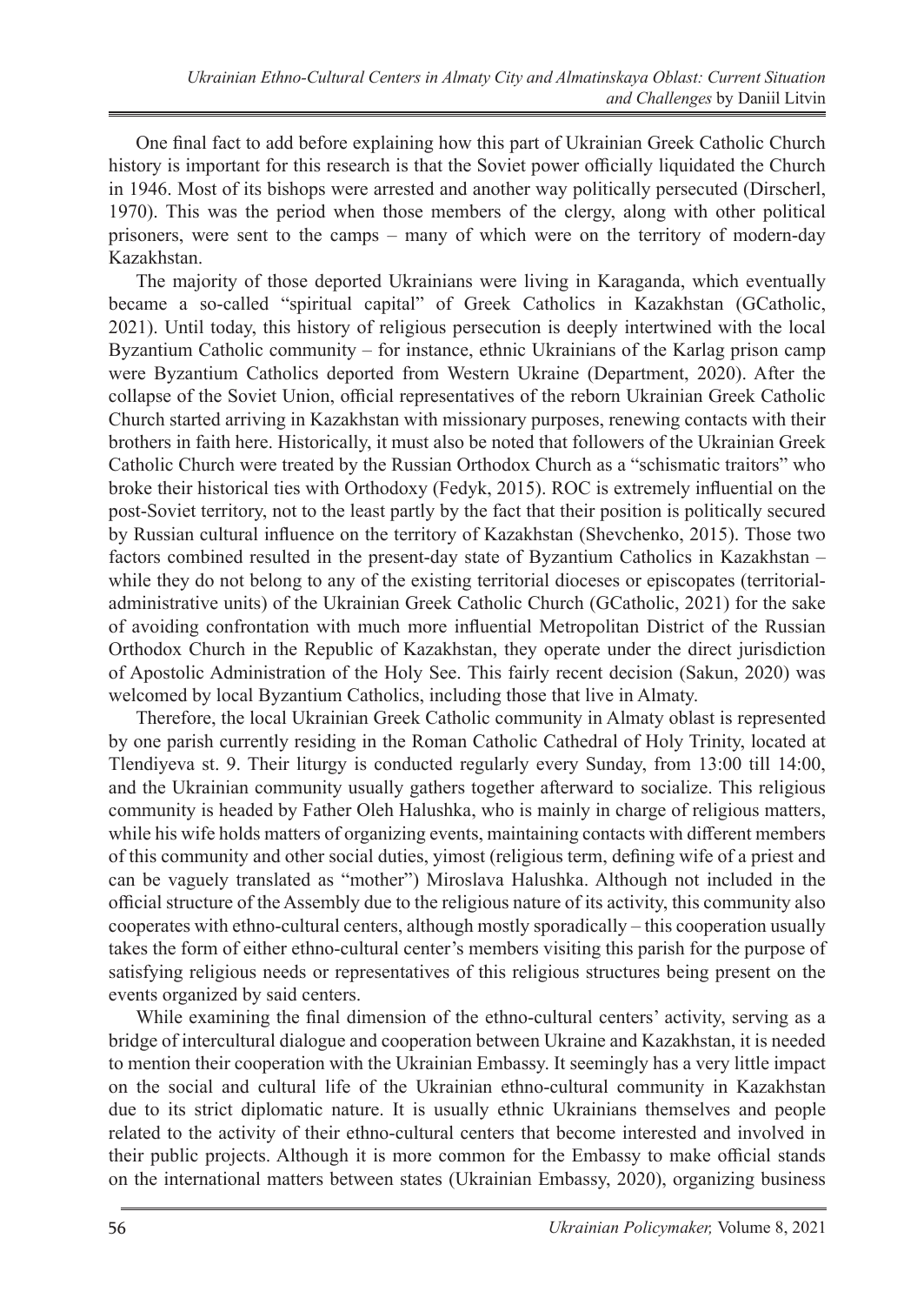One final fact to add before explaining how this part of Ukrainian Greek Catholic Church history is important for this research is that the Soviet power officially liquidated the Church in 1946. Most of its bishops were arrested and another way politically persecuted (Dirscherl, 1970). This was the period when those members of the clergy, along with other political prisoners, were sent to the camps – many of which were on the territory of modern-day Kazakhstan.

The majority of those deported Ukrainians were living in Karaganda, which eventually became a so-called "spiritual capital" of Greek Catholics in Kazakhstan (GCatholic, 2021). Until today, this history of religious persecution is deeply intertwined with the local Byzantium Catholic community – for instance, ethnic Ukrainians of the Karlag prison camp were Byzantium Catholics deported from Western Ukraine (Department, 2020). After the collapse of the Soviet Union, official representatives of the reborn Ukrainian Greek Catholic Church started arriving in Kazakhstan with missionary purposes, renewing contacts with their brothers in faith here. Historically, it must also be noted that followers of the Ukrainian Greek Catholic Church were treated by the Russian Orthodox Church as a "schismatic traitors" who broke their historical ties with Orthodoxy (Fedyk, 2015). ROC is extremely influential on the post-Soviet territory, not to the least partly by the fact that their position is politically secured by Russian cultural influence on the territory of Kazakhstan (Shevchenko, 2015). Those two factors combined resulted in the present-day state of Byzantium Catholics in Kazakhstan – while they do not belong to any of the existing territorial dioceses or episcopates (territorial-administrative units) of the Ukrainian Greek Catholic Church (GCatholic, 2021) for the sake of avoiding confrontation with much more influential Metropolitan District of the Russian Orthodox Church in the Republic of Kazakhstan, they operate under the direct jurisdiction of Apostolic Administration of the Holy See. This fairly recent decision (Sakun, 2020) was welcomed by local Byzantium Catholics, including those that live in Almaty.

Therefore, the local Ukrainian Greek Catholic community in Almaty oblast is represented by one parish currently residing in the Roman Catholic Cathedral of Holy Trinity, located at Tlendiyeva st. 9. Their liturgy is conducted regularly every Sunday, from 13:00 till 14:00, and the Ukrainian community usually gathers together afterward to socialize. This religious community is headed by Father Oleh Halushka, who is mainly in charge of religious matters, while his wife holds matters of organizing events, maintaining contacts with different members of this community and other social duties, yimost (religious term, defining wife of a priest and can be vaguely translated as "mother") Miroslava Halushka. Although not included in the official structure of the Assembly due to the religious nature of its activity, this community also cooperates with ethno-cultural centers, although mostly sporadically – this cooperation usually takes the form of either ethno-cultural center's members visiting this parish for the purpose of satisfying religious needs or representatives of this religious structures being present on the events organized by said centers.

While examining the final dimension of the ethno-cultural centers' activity, serving as a bridge of intercultural dialogue and cooperation between Ukraine and Kazakhstan, it is needed to mention their cooperation with the Ukrainian Embassy. It seemingly has a very little impact on the social and cultural life of the Ukrainian ethno-cultural community in Kazakhstan due to its strict diplomatic nature. It is usually ethnic Ukrainians themselves and people related to the activity of their ethno-cultural centers that become interested and involved in their public projects. Although it is more common for the Embassy to make official stands on the international matters between states (Ukrainian Embassy, 2020), organizing business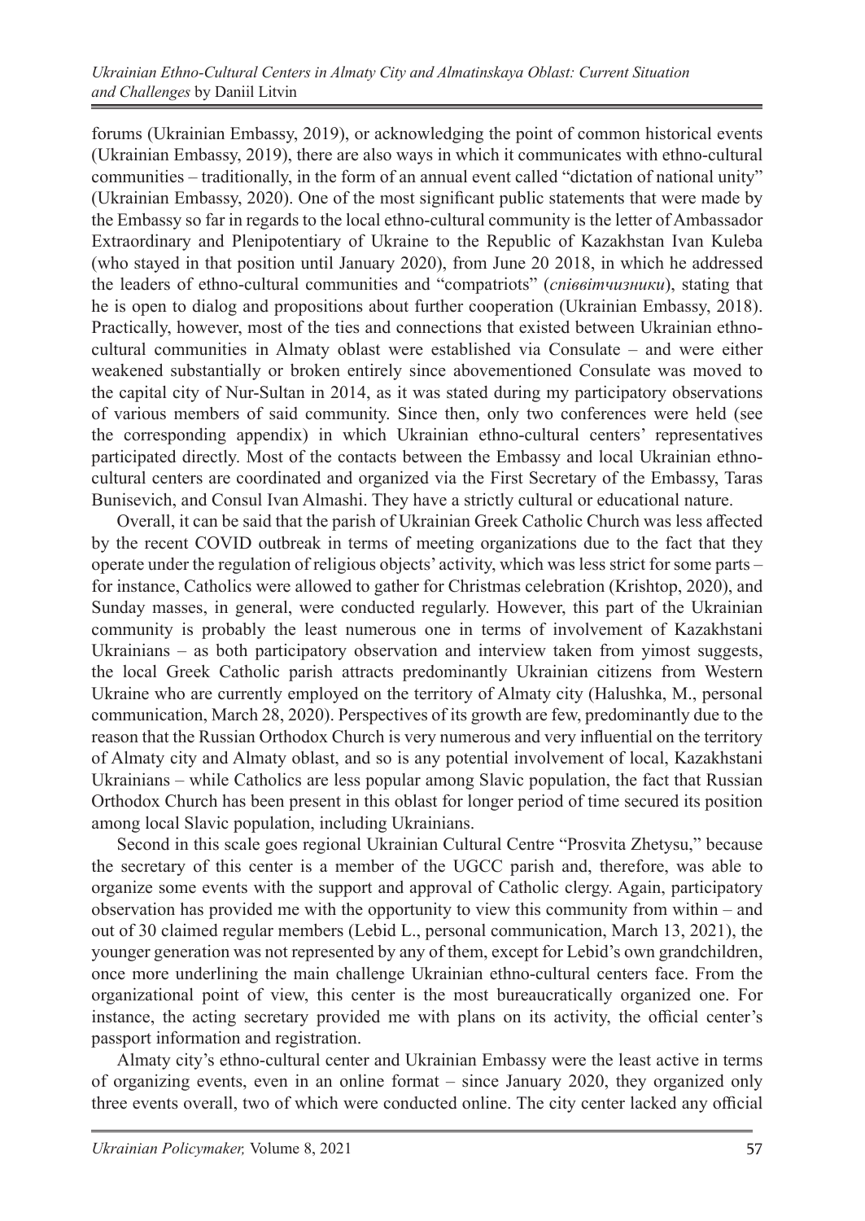forums (Ukrainian Embassy, 2019), or acknowledging the point of common historical events (Ukrainian Embassy, 2019), there are also ways in which it communicates with ethno-cultural communities – traditionally, in the form of an annual event called "dictation of national unity" (Ukrainian Embassy, 2020). One of the most significant public statements that were made by the Embassy so far in regards to the local ethno-cultural community is the letter of Ambassador Extraordinary and Plenipotentiary of Ukraine to the Republic of Kazakhstan Ivan Kuleba (who stayed in that position until January 2020), from June 20 2018, in which he addressed the leaders of ethno-cultural communities and "compatriots" (*співвітчизники*), stating that he is open to dialog and propositions about further cooperation (Ukrainian Embassy, 2018). Practically, however, most of the ties and connections that existed between Ukrainian ethno-cultural communities in Almaty oblast were established via Consulate – and were either weakened substantially or broken entirely since abovementioned Consulate was moved to the capital city of Nur-Sultan in 2014, as it was stated during my participatory observations of various members of said community. Since then, only two conferences were held (see the corresponding appendix) in which Ukrainian ethno-cultural centers' representatives participated directly. Most of the contacts between the Embassy and local Ukrainian ethno-cultural centers are coordinated and organized via the First Secretary of the Embassy, Taras Bunisevich, and Consul Ivan Almashi. They have a strictly cultural or educational nature.

Overall, it can be said that the parish of Ukrainian Greek Catholic Church was less affected by the recent COVID outbreak in terms of meeting organizations due to the fact that they operate under the regulation of religious objects' activity, which was less strict for some parts – for instance, Catholics were allowed to gather for Christmas celebration (Krishtop, 2020), and Sunday masses, in general, were conducted regularly. However, this part of the Ukrainian community is probably the least numerous one in terms of involvement of Kazakhstani Ukrainians – as both participatory observation and interview taken from yimost suggests, the local Greek Catholic parish attracts predominantly Ukrainian citizens from Western Ukraine who are currently employed on the territory of Almaty city (Halushka, M., personal communication, March 28, 2020). Perspectives of its growth are few, predominantly due to the reason that the Russian Orthodox Church is very numerous and very influential on the territory of Almaty city and Almaty oblast, and so is any potential involvement of local, Kazakhstani Ukrainians – while Catholics are less popular among Slavic population, the fact that Russian Orthodox Church has been present in this oblast for longer period of time secured its position among local Slavic population, including Ukrainians.

Second in this scale goes regional Ukrainian Cultural Centre "Prosvita Zhetysu," because the secretary of this center is a member of the UGCC parish and, therefore, was able to organize some events with the support and approval of Catholic clergy. Again, participatory observation has provided me with the opportunity to view this community from within – and out of 30 claimed regular members (Lebid L., personal communication, March 13, 2021), the younger generation was not represented by any of them, except for Lebid's own grandchildren, once more underlining the main challenge Ukrainian ethno-cultural centers face. From the organizational point of view, this center is the most bureaucratically organized one. For instance, the acting secretary provided me with plans on its activity, the official center's passport information and registration.

Almaty city's ethno-cultural center and Ukrainian Embassy were the least active in terms of organizing events, even in an online format – since January 2020, they organized only three events overall, two of which were conducted online. The city center lacked any official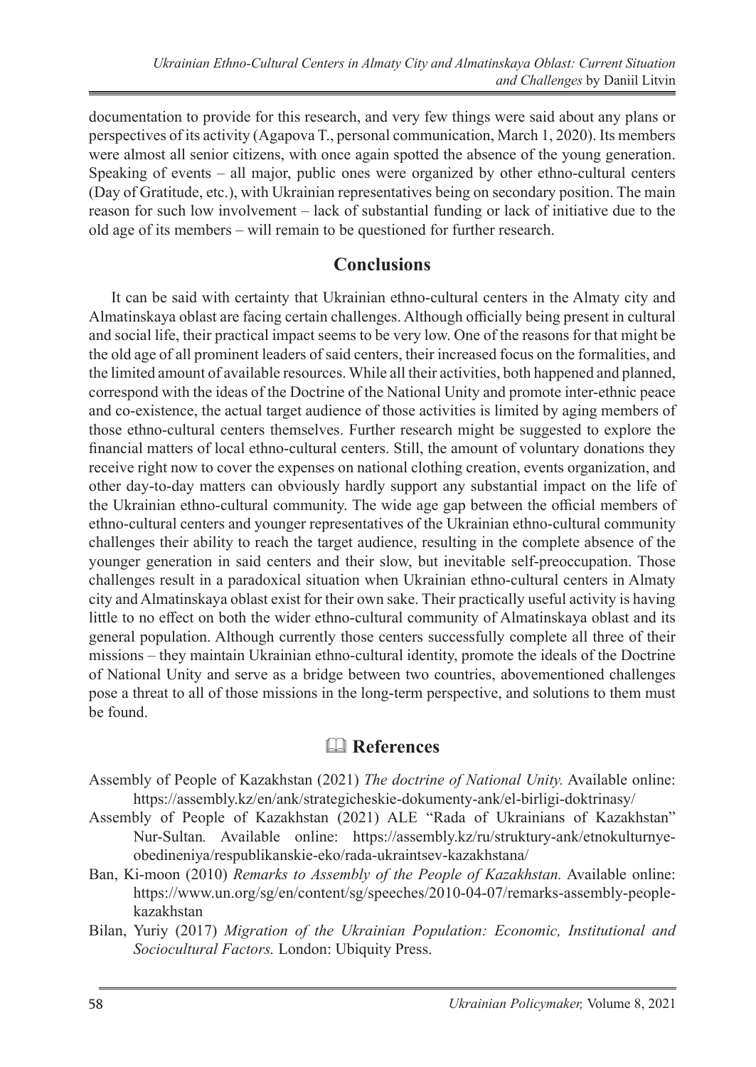documentation to provide for this research, and very few things were said about any plans or perspectives of its activity (Agapova T., personal communication, March 1, 2020). Its members were almost all senior citizens, with once again spotted the absence of the young generation. Speaking of events – all major, public ones were organized by other ethno-cultural centers (Day of Gratitude, etc.), with Ukrainian representatives being on secondary position. The main reason for such low involvement – lack of substantial funding or lack of initiative due to the old age of its members – will remain to be questioned for further research.

## Conclusions

It can be said with certainty that Ukrainian ethno-cultural centers in the Almaty city and Almatinskaya oblast are facing certain challenges. Although officially being present in cultural and social life, their practical impact seems to be very low. One of the reasons for that might be the old age of all prominent leaders of said centers, their increased focus on the formalities, and the limited amount of available resources. While all their activities, both happened and planned, correspond with the ideas of the Doctrine of the National Unity and promote inter-ethnic peace and co-existence, the actual target audience of those activities is limited by aging members of those ethno-cultural centers themselves. Further research might be suggested to explore the financial matters of local ethno-cultural centers. Still, the amount of voluntary donations they receive right now to cover the expenses on national clothing creation, events organization, and other day-to-day matters can obviously hardly support any substantial impact on the life of the Ukrainian ethno-cultural community. The wide age gap between the official members of ethno-cultural centers and younger representatives of the Ukrainian ethno-cultural community challenges their ability to reach the target audience, resulting in the complete absence of the younger generation in said centers and their slow, but inevitable self-preoccupation. Those challenges result in a paradoxical situation when Ukrainian ethno-cultural centers in Almaty city and Almatinskaya oblast exist for their own sake. Their practically useful activity is having little to no effect on both the wider ethno-cultural community of Almatinskaya oblast and its general population. Although currently those centers successfully complete all three of their missions – they maintain Ukrainian ethno-cultural identity, promote the ideals of the Doctrine of National Unity and serve as a bridge between two countries, abovementioned challenges pose a threat to all of those missions in the long-term perspective, and solutions to them must be found.

## 🕮 References

Assembly of People of Kazakhstan (2021) *The doctrine of National Unity.* Available online: https://assembly.kz/en/ank/strategicheskie-dokumenty-ank/el-birligi-doktrinasy/

Assembly of People of Kazakhstan (2021) ALE "Rada of Ukrainians of Kazakhstan" Nur-Sultan*.* Available online: https://assembly.kz/ru/struktury-ank/etnokulturnye-obedineniya/respublikanskie-eko/rada-ukraintsev-kazakhstana/

Ban, Ki-moon (2010) *Remarks to Assembly of the People of Kazakhstan.* Available online: https://www.un.org/sg/en/content/sg/speeches/2010-04-07/remarks-assembly-people-kazakhstan

Bilan, Yuriy (2017) *Migration of the Ukrainian Population: Economic, Institutional and Sociocultural Factors.* London: Ubiquity Press.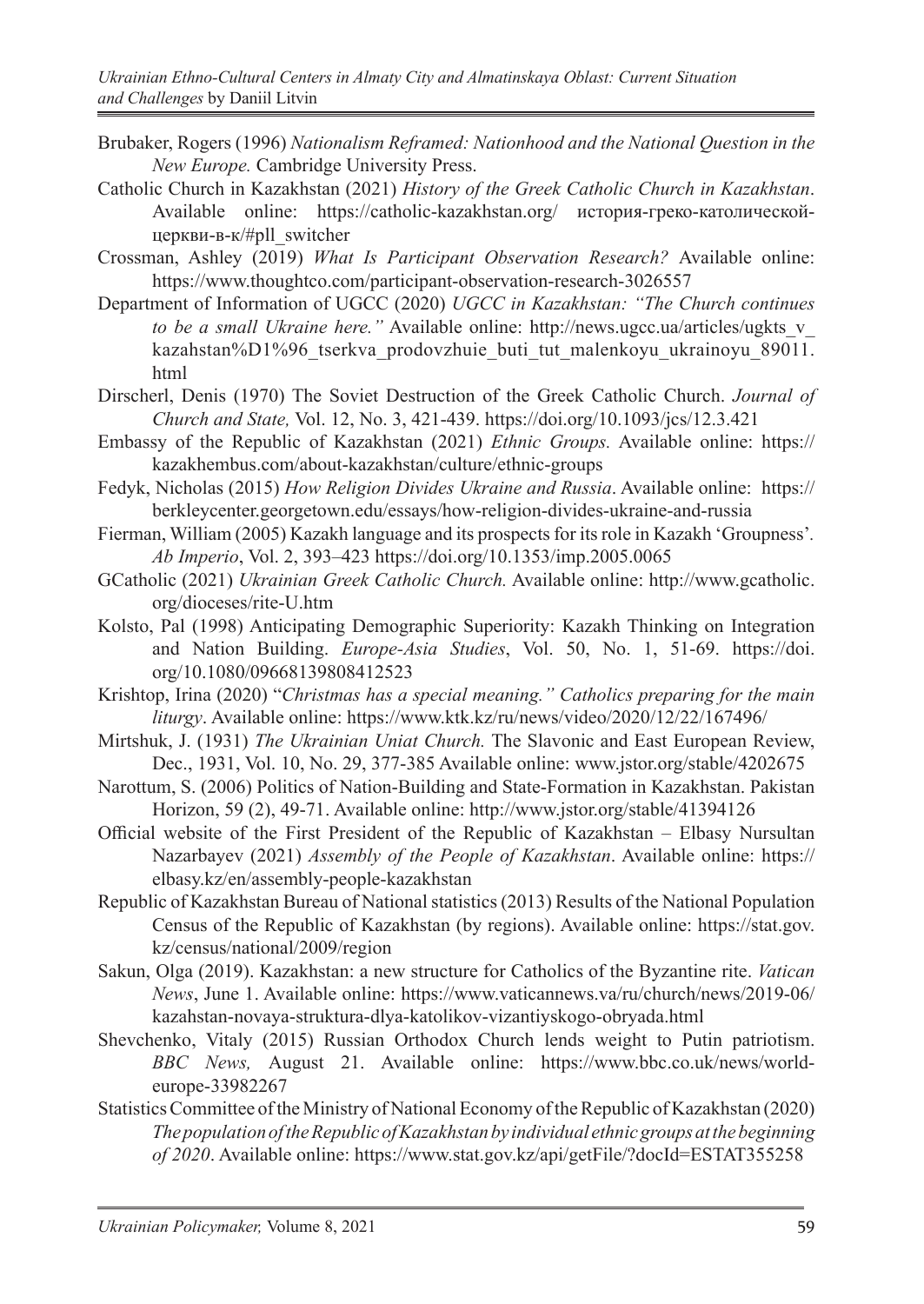Brubaker, Rogers (1996) *Nationalism Reframed: Nationhood and the National Question in the New Europe.* Cambridge University Press.

Catholic Church in Kazakhstan (2021) *History of the Greek Catholic Church in Kazakhstan*. Available online: https://catholic-kazakhstan.org/ история-греко-католической-церкви-в-к/#pll_switcher

Crossman, Ashley (2019) *What Is Participant Observation Research?* Available online: https://www.thoughtco.com/participant-observation-research-3026557

Department of Information of UGCC (2020) *UGCC in Kazakhstan: "The Church continues to be a small Ukraine here."* Available online: http://news.ugcc.ua/articles/ugkts_v_kazahstan%D1%96_tserkva_prodovzhuie_buti_tut_malenkoyu_ukrainoyu_89011.html

Dirscherl, Denis (1970) The Soviet Destruction of the Greek Catholic Church. *Journal of Church and State,* Vol. 12, No. 3, 421-439. https://doi.org/10.1093/jcs/12.3.421

Embassy of the Republic of Kazakhstan (2021) *Ethnic Groups.* Available online: https://kazakhembus.com/about-kazakhstan/culture/ethnic-groups

Fedyk, Nicholas (2015) *How Religion Divides Ukraine and Russia*. Available online: https://berkleycenter.georgetown.edu/essays/how-religion-divides-ukraine-and-russia

Fierman, William (2005) Kazakh language and its prospects for its role in Kazakh 'Groupness'. *Ab Imperio*, Vol. 2, 393–423 https://doi.org/10.1353/imp.2005.0065

GCatholic (2021) *Ukrainian Greek Catholic Church.* Available online: http://www.gcatholic.org/dioceses/rite-U.htm

Kolsto, Pal (1998) Anticipating Demographic Superiority: Kazakh Thinking on Integration and Nation Building. *Europe-Asia Studies*, Vol. 50, No. 1, 51-69. https://doi.org/10.1080/09668139808412523

Krishtop, Irina (2020) "*Christmas has a special meaning." Catholics preparing for the main liturgy*. Available online: https://www.ktk.kz/ru/news/video/2020/12/22/167496/

Mirtshuk, J. (1931) *The Ukrainian Uniat Church.* The Slavonic and East European Review, Dec., 1931, Vol. 10, No. 29, 377-385 Available online: www.jstor.org/stable/4202675

Narottum, S. (2006) Politics of Nation-Building and State-Formation in Kazakhstan. Pakistan Horizon, 59 (2), 49-71. Available online: http://www.jstor.org/stable/41394126

Official website of the First President of the Republic of Kazakhstan – Elbasy Nursultan Nazarbayev (2021) *Assembly of the People of Kazakhstan*. Available online: https://elbasy.kz/en/assembly-people-kazakhstan

Republic of Kazakhstan Bureau of National statistics (2013) Results of the National Population Census of the Republic of Kazakhstan (by regions). Available online: https://stat.gov.kz/census/national/2009/region

Sakun, Olga (2019). Kazakhstan: a new structure for Catholics of the Byzantine rite. *Vatican News*, June 1. Available online: https://www.vaticannews.va/ru/church/news/2019-06/kazahstan-novaya-struktura-dlya-katolikov-vizantiyskogo-obryada.html

Shevchenko, Vitaly (2015) Russian Orthodox Church lends weight to Putin patriotism. *BBC News,* August 21. Available online: https://www.bbc.co.uk/news/world-europe-33982267

Statistics Committee of the Ministry of National Economy of the Republic of Kazakhstan (2020) *The population of the Republic of Kazakhstan by individual ethnic groups at the beginning of 2020*. Available online: https://www.stat.gov.kz/api/getFile/?docId=ESTAT355258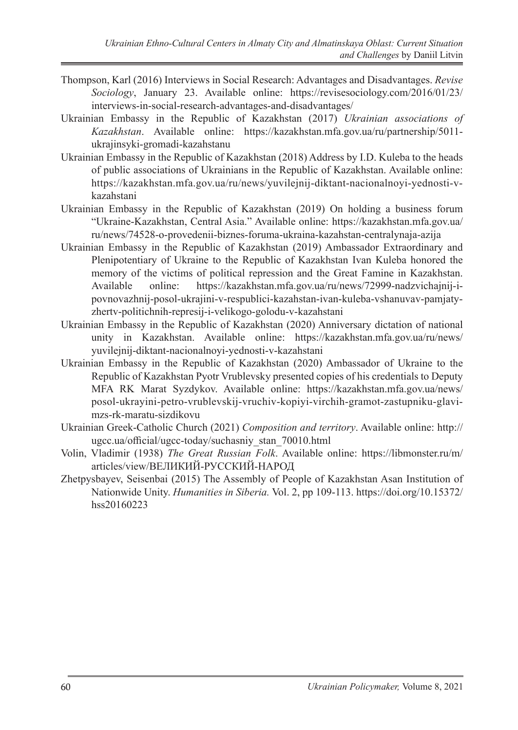Thompson, Karl (2016) Interviews in Social Research: Advantages and Disadvantages. *Revise Sociology*, January 23. Available online: https://revisesociology.com/2016/01/23/interviews-in-social-research-advantages-and-disadvantages/

Ukrainian Embassy in the Republic of Kazakhstan (2017) *Ukrainian associations of Kazakhstan*. Available online: https://kazakhstan.mfa.gov.ua/ru/partnership/5011-ukrajinsyki-gromadi-kazahstanu

Ukrainian Embassy in the Republic of Kazakhstan (2018) Address by I.D. Kuleba to the heads of public associations of Ukrainians in the Republic of Kazakhstan. Available online: https://kazakhstan.mfa.gov.ua/ru/news/yuvilejnij-diktant-nacionalnoyi-yednosti-v-kazahstani

Ukrainian Embassy in the Republic of Kazakhstan (2019) On holding a business forum "Ukraine-Kazakhstan, Central Asia." Available online: https://kazakhstan.mfa.gov.ua/ru/news/74528-o-provedenii-biznes-foruma-ukraina-kazahstan-centralynaja-azija

Ukrainian Embassy in the Republic of Kazakhstan (2019) Ambassador Extraordinary and Plenipotentiary of Ukraine to the Republic of Kazakhstan Ivan Kuleba honored the memory of the victims of political repression and the Great Famine in Kazakhstan. Available online: https://kazakhstan.mfa.gov.ua/ru/news/72999-nadzvichajnij-i-povnovazhnij-posol-ukrajini-v-respublici-kazahstan-ivan-kuleba-vshanuvav-pamjaty-zhertv-politichnih-represij-i-velikogo-golodu-v-kazahstani

Ukrainian Embassy in the Republic of Kazakhstan (2020) Anniversary dictation of national unity in Kazakhstan. Available online: https://kazakhstan.mfa.gov.ua/ru/news/yuvilejnij-diktant-nacionalnoyi-yednosti-v-kazahstani

Ukrainian Embassy in the Republic of Kazakhstan (2020) Ambassador of Ukraine to the Republic of Kazakhstan Pyotr Vrublevsky presented copies of his credentials to Deputy MFA RK Marat Syzdykov. Available online: https://kazakhstan.mfa.gov.ua/news/posol-ukrayini-petro-vrublevskij-vruchiv-kopiyi-virchih-gramot-zastupniku-glavi-mzs-rk-maratu-sizdikovu

Ukrainian Greek-Catholic Church (2021) *Composition and territory*. Available online: http://ugcc.ua/official/ugcc-today/suchasniy_stan_70010.html

Volin, Vladimir (1938) *The Great Russian Folk*. Available online: https://libmonster.ru/m/articles/view/ВЕЛИКИЙ-РУССКИЙ-НАРОД

Zhetpysbayev, Seisenbai (2015) The Assembly of People of Kazakhstan Asan Institution of Nationwide Unity. *Humanities in Siberia.* Vol. 2, pp 109-113. https://doi.org/10.15372/hss20160223